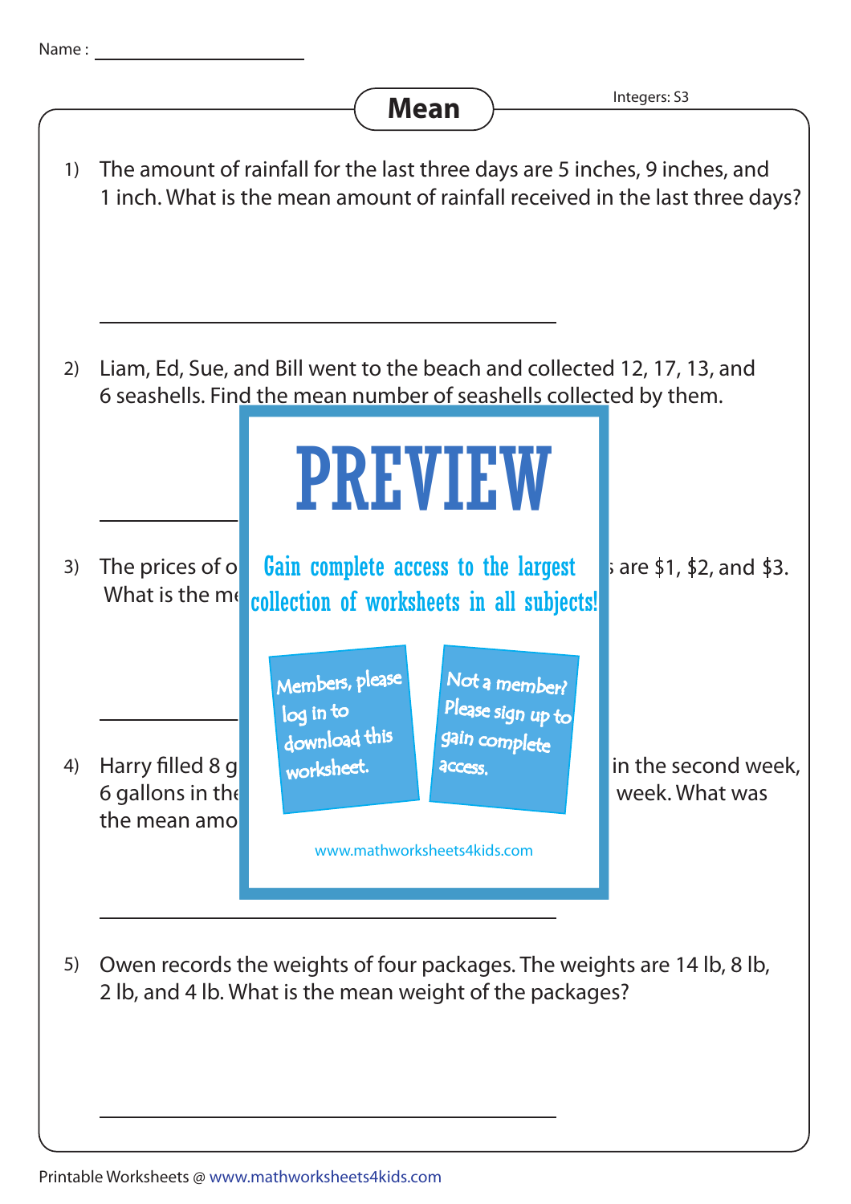Name : ____________________

# Mean

Integers: S3

1) The amount of rainfall for the last three days are 5 inches, 9 inches, and 1 inch. What is the mean amount of rainfall received in the last three days?

______________________________

2) Liam, Ed, Sue, and Bill went to the beach and collected 12, 17, 13, and 6 seashells. Find the mean number of seashells collected by them.

______________________________

3) The prices of o... are $1, $2, and $3. What is the me...

______________________________

4) Harry filled 8 g... in the second week, 6 gallons in the... week. What was the mean amo...

______________________________

5) Owen records the weights of four packages. The weights are 14 lb, 8 lb, 2 lb, and 4 lb. What is the mean weight of the packages?

______________________________

PREVIEW

Gain complete access to the largest collection of worksheets in all subjects!

Members, please log in to download this worksheet.

Not a member? Please sign up to gain complete access.

www.mathworksheets4kids.com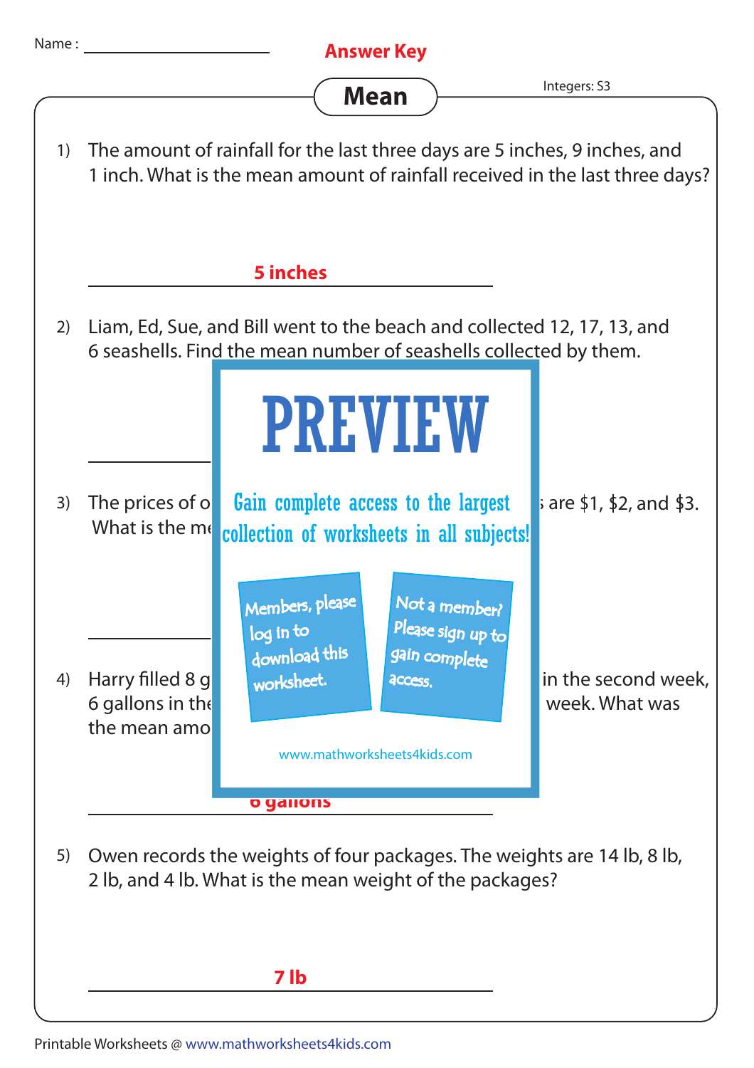Name :

**Answer Key**

# Mean

Integers: S3

1) The amount of rainfall for the last three days are 5 inches, 9 inches, and 1 inch. What is the mean amount of rainfall received in the last three days?

**5 inches**

2) Liam, Ed, Sue, and Bill went to the beach and collected 12, 17, 13, and 6 seashells. Find the mean number of seashells collected by them.

PREVIEW

3) The prices of o ... are $1, $2, and $3. What is the me

Gain complete access to the largest collection of worksheets in all subjects!

Members, please log in to download this worksheet.

Not a member? Please sign up to gain complete access.

www.mathworksheets4kids.com

4) Harry filled 8 g ... in the second week, 6 gallons in the ... week. What was the mean amo

**6 gallons**

5) Owen records the weights of four packages. The weights are 14 lb, 8 lb, 2 lb, and 4 lb. What is the mean weight of the packages?

**7 lb**

Printable Worksheets @ www.mathworksheets4kids.com